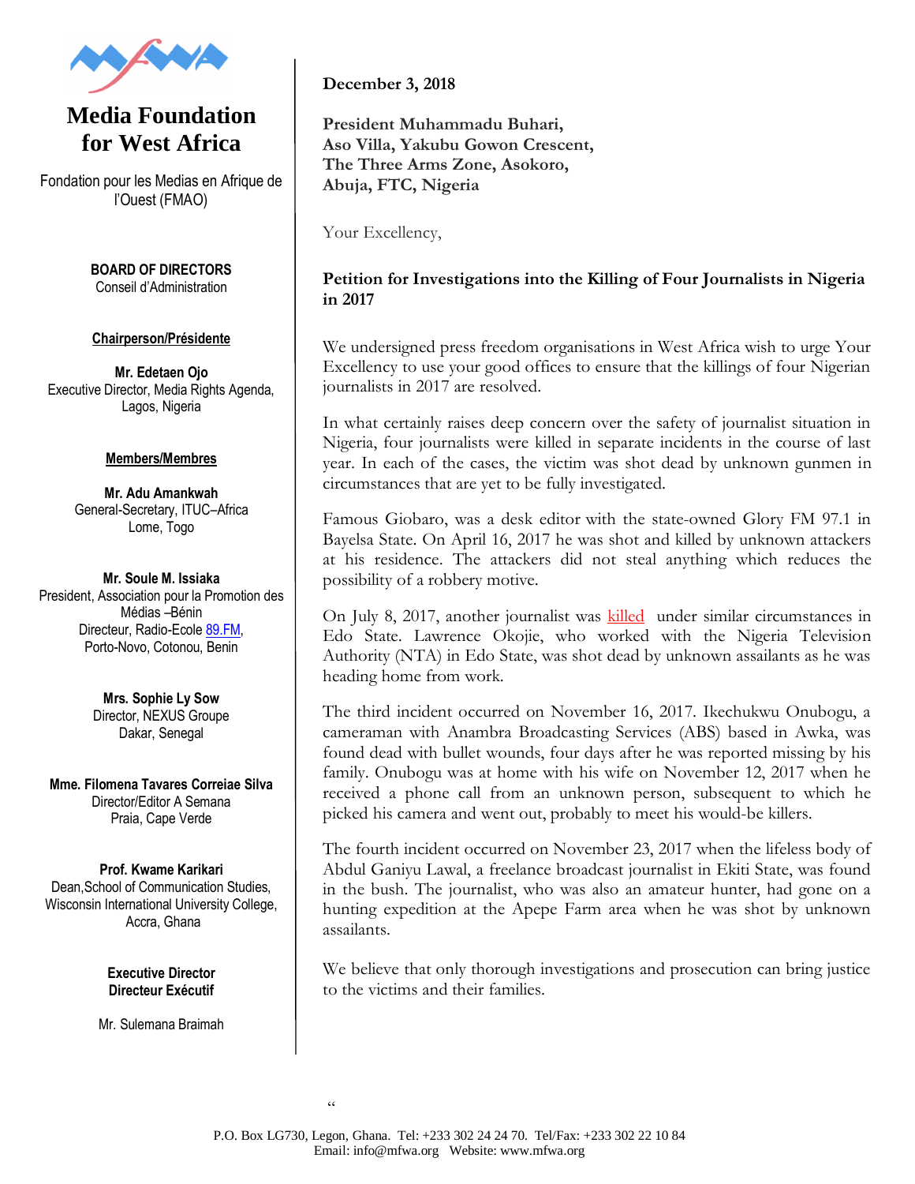# Media Foundation for West Africa

Fondation pour les Medias en Afrique de l'Ouest (FMAO)

**BOARD OF DIRECTORS**
Conseil d'Administration

**Chairperson/Présidente**

**Mr. Edetaen Ojo**
Executive Director, Media Rights Agenda, Lagos, Nigeria

**Members/Membres**

**Mr. Adu Amankwah**
General-Secretary, ITUC–Africa
Lome, Togo

**Mr. Soule M. Issiaka**
President, Association pour la Promotion des Médias –Bénin
Directeur, Radio-Ecole 89.FM, Porto-Novo, Cotonou, Benin

**Mrs. Sophie Ly Sow**
Director, NEXUS Groupe
Dakar, Senegal

**Mme. Filomena Tavares Correiae Silva**
Director/Editor A Semana
Praia, Cape Verde

**Prof. Kwame Karikari**
Dean,School of Communication Studies, Wisconsin International University College, Accra, Ghana

**Executive Director**
**Directeur Exécutif**

Mr. Sulemana Braimah

---

**December 3, 2018**

**President Muhammadu Buhari,**
**Aso Villa, Yakubu Gowon Crescent,**
**The Three Arms Zone, Asokoro,**
**Abuja, FTC, Nigeria**

Your Excellency,

**Petition for Investigations into the Killing of Four Journalists in Nigeria in 2017**

We undersigned press freedom organisations in West Africa wish to urge Your Excellency to use your good offices to ensure that the killings of four Nigerian journalists in 2017 are resolved.

In what certainly raises deep concern over the safety of journalist situation in Nigeria, four journalists were killed in separate incidents in the course of last year. In each of the cases, the victim was shot dead by unknown gunmen in circumstances that are yet to be fully investigated.

Famous Giobaro, was a desk editor with the state-owned Glory FM 97.1 in Bayelsa State. On April 16, 2017 he was shot and killed by unknown attackers at his residence. The attackers did not steal anything which reduces the possibility of a robbery motive.

On July 8, 2017, another journalist was killed under similar circumstances in Edo State. Lawrence Okojie, who worked with the Nigeria Television Authority (NTA) in Edo State, was shot dead by unknown assailants as he was heading home from work.

The third incident occurred on November 16, 2017. Ikechukwu Onubogu, a cameraman with Anambra Broadcasting Services (ABS) based in Awka, was found dead with bullet wounds, four days after he was reported missing by his family. Onubogu was at home with his wife on November 12, 2017 when he received a phone call from an unknown person, subsequent to which he picked his camera and went out, probably to meet his would-be killers.

The fourth incident occurred on November 23, 2017 when the lifeless body of Abdul Ganiyu Lawal, a freelance broadcast journalist in Ekiti State, was found in the bush. The journalist, who was also an amateur hunter, had gone on a hunting expedition at the Apepe Farm area when he was shot by unknown assailants.

We believe that only thorough investigations and prosecution can bring justice to the victims and their families.

P.O. Box LG730, Legon, Ghana. Tel: +233 302 24 24 70. Tel/Fax: +233 302 22 10 84
Email: info@mfwa.org Website: www.mfwa.org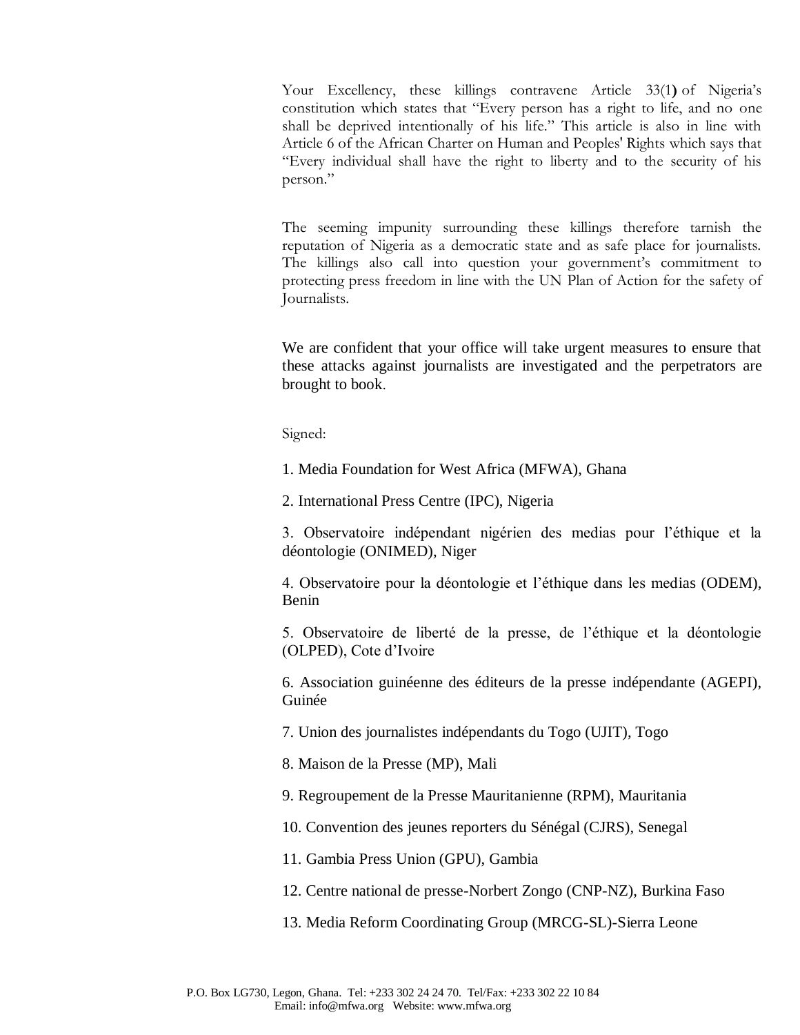Your Excellency, these killings contravene Article 33(1) of Nigeria's constitution which states that "Every person has a right to life, and no one shall be deprived intentionally of his life." This article is also in line with Article 6 of the African Charter on Human and Peoples' Rights which says that "Every individual shall have the right to liberty and to the security of his person."

The seeming impunity surrounding these killings therefore tarnish the reputation of Nigeria as a democratic state and as safe place for journalists. The killings also call into question your government's commitment to protecting press freedom in line with the UN Plan of Action for the safety of Journalists.

We are confident that your office will take urgent measures to ensure that these attacks against journalists are investigated and the perpetrators are brought to book.

Signed:

1. Media Foundation for West Africa (MFWA), Ghana

2. International Press Centre (IPC), Nigeria

3. Observatoire indépendant nigérien des medias pour l'éthique et la déontologie (ONIMED), Niger

4. Observatoire pour la déontologie et l'éthique dans les medias (ODEM), Benin

5. Observatoire de liberté de la presse, de l'éthique et la déontologie (OLPED), Cote d'Ivoire

6. Association guinéenne des éditeurs de la presse indépendante (AGEPI), Guinée

7. Union des journalistes indépendants du Togo (UJIT), Togo

8. Maison de la Presse (MP), Mali

9. Regroupement de la Presse Mauritanienne (RPM), Mauritania

10. Convention des jeunes reporters du Sénégal (CJRS), Senegal

11. Gambia Press Union (GPU), Gambia

12. Centre national de presse-Norbert Zongo (CNP-NZ), Burkina Faso

13. Media Reform Coordinating Group (MRCG-SL)-Sierra Leone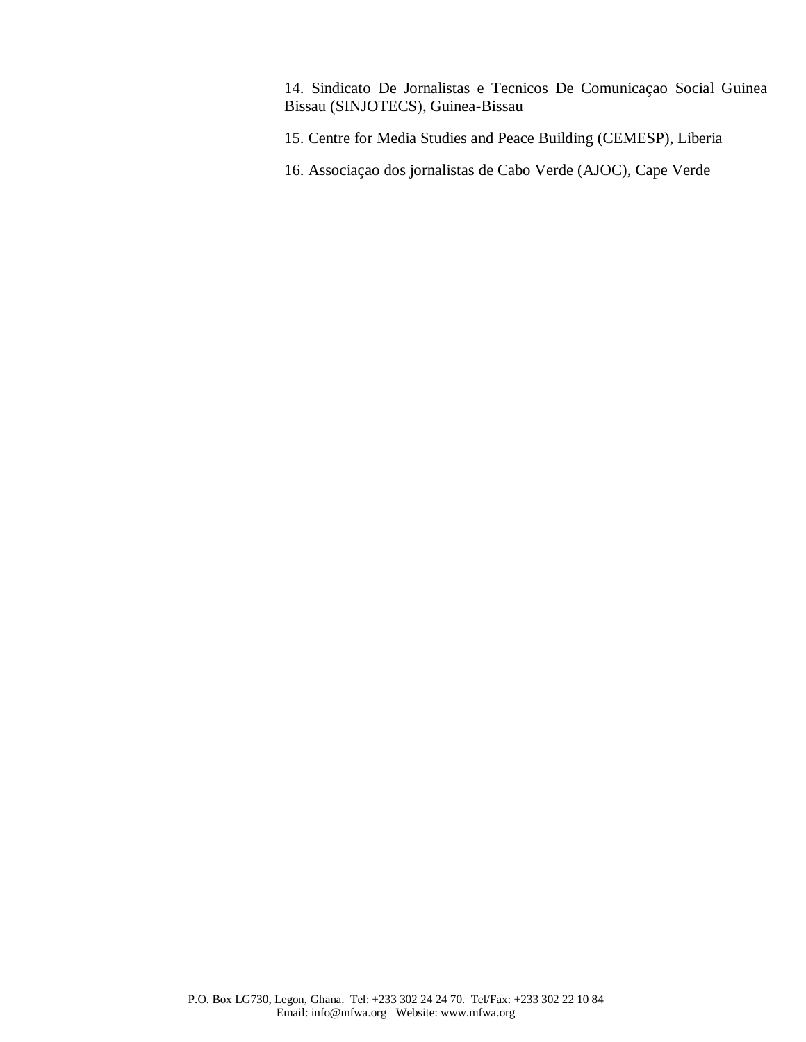14. Sindicato De Jornalistas e Tecnicos De Comunicaçao Social Guinea Bissau (SINJOTECS), Guinea-Bissau

15. Centre for Media Studies and Peace Building (CEMESP), Liberia

16. Associaçao dos jornalistas de Cabo Verde (AJOC), Cape Verde